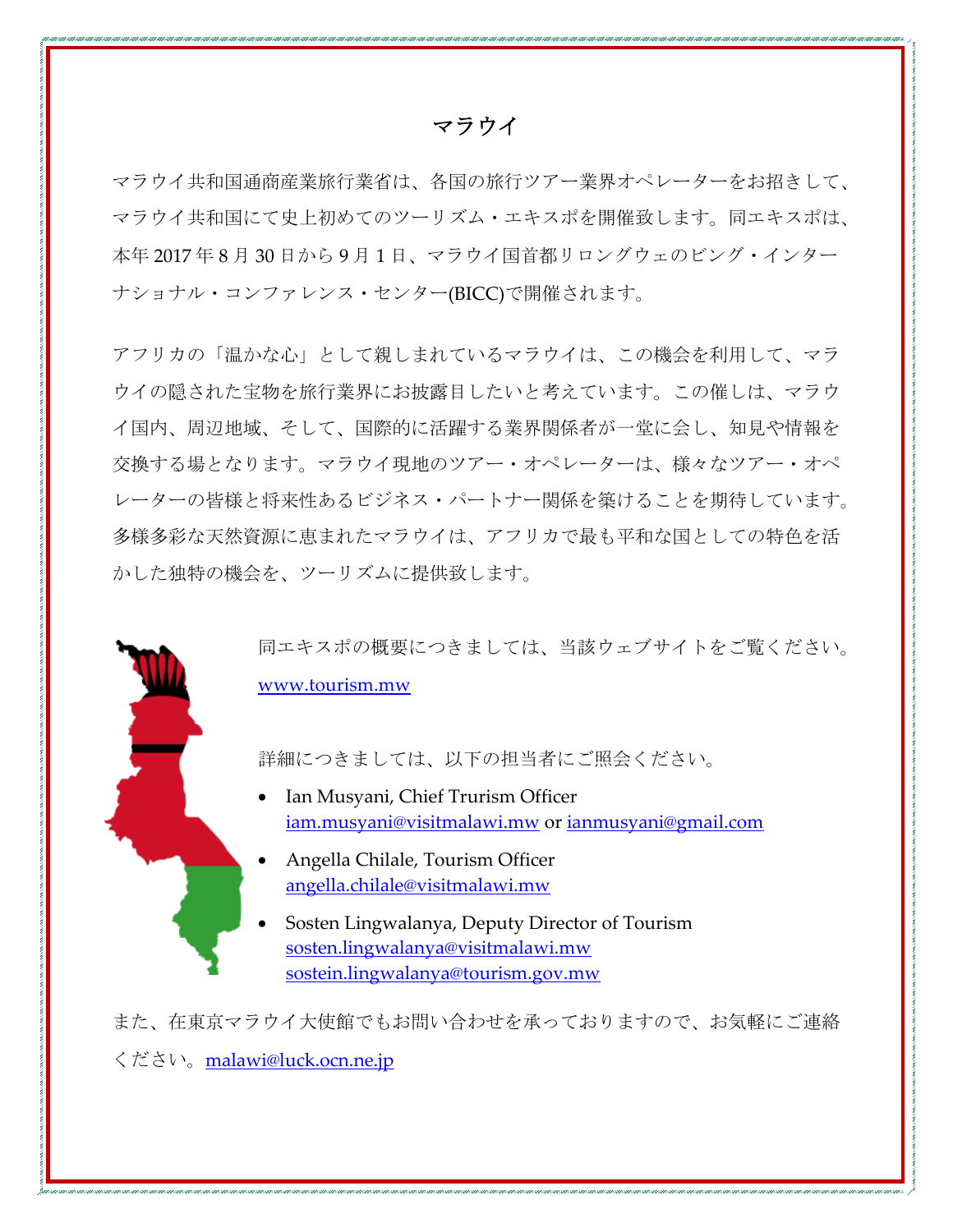# マラウイ

マラウイ共和国通商産業旅行業省は、各国の旅行ツアー業界オペレーターをお招きして、マラウイ共和国にて史上初めてのツーリズム・エキスポを開催致します。同エキスポは、本年 2017 年 8 月 30 日から 9 月 1 日、マラウイ国首都リロングウェのビング・インターナショナル・コンファレンス・センター(BICC)で開催されます。

アフリカの「温かな心」として親しまれているマラウイは、この機会を利用して、マラウイの隠された宝物を旅行業界にお披露目したいと考えています。この催しは、マラウイ国内、周辺地域、そして、国際的に活躍する業界関係者が一堂に会し、知見や情報を交換する場となります。マラウイ現地のツアー・オペレーターは、様々なツアー・オペレーターの皆様と将来性あるビジネス・パートナー関係を築けることを期待しています。多様多彩な天然資源に恵まれたマラウイは、アフリカで最も平和な国としての特色を活かした独特の機会を、ツーリズムに提供致します。

同エキスポの概要につきましては、当該ウェブサイトをご覧ください。

www.tourism.mw

詳細につきましては、以下の担当者にご照会ください。

- Ian Musyani, Chief Trurism Officer
  iam.musyani@visitmalawi.mw or ianmusyani@gmail.com
- Angella Chilale, Tourism Officer
  angella.chilale@visitmalawi.mw
- Sosten Lingwalanya, Deputy Director of Tourism
  sosten.lingwalanya@visitmalawi.mw
  sostein.lingwalanya@tourism.gov.mw

また、在東京マラウイ大使館でもお問い合わせを承っておりますので、お気軽にご連絡ください。malawi@luck.ocn.ne.jp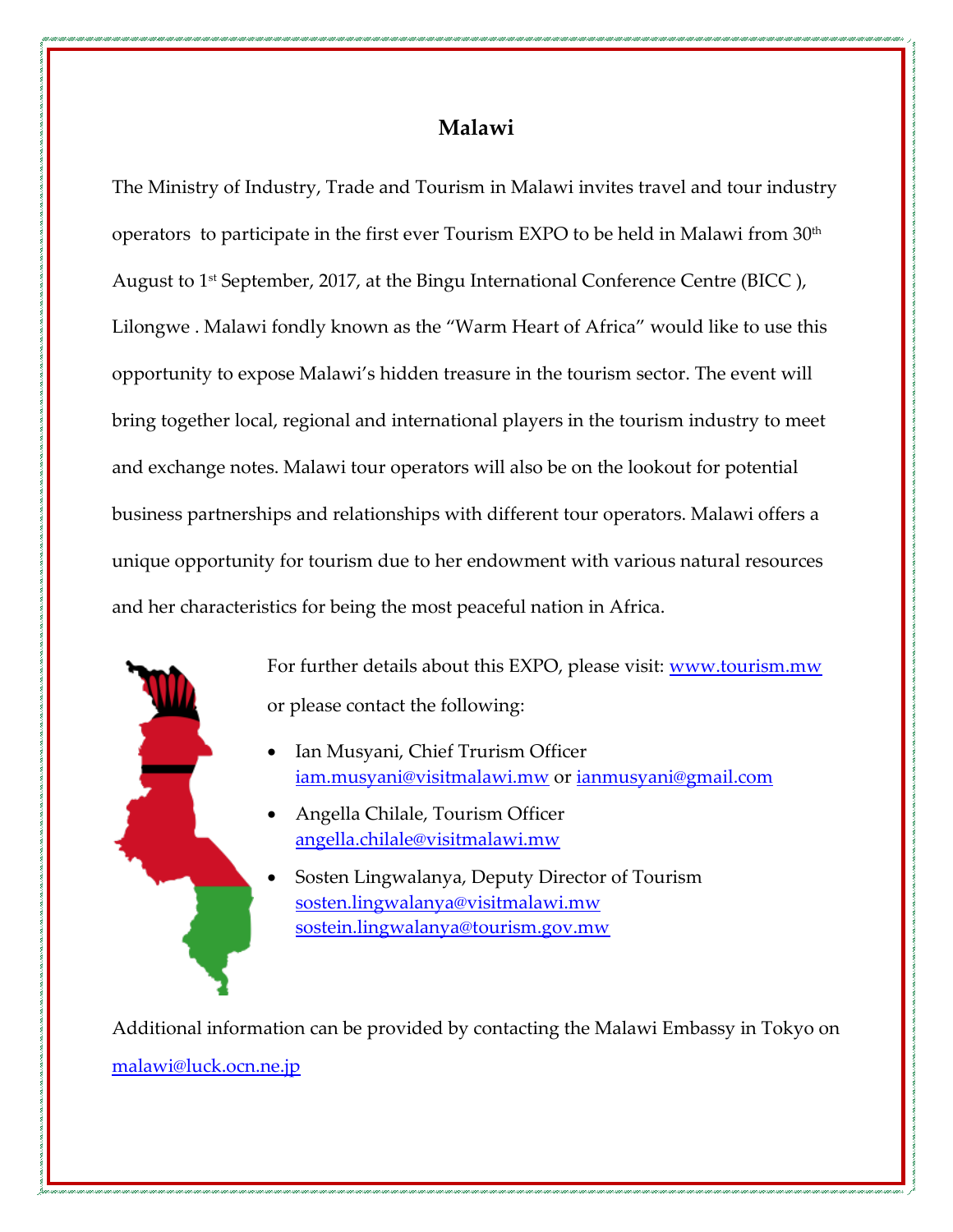# Malawi

The Ministry of Industry, Trade and Tourism in Malawi invites travel and tour industry operators to participate in the first ever Tourism EXPO to be held in Malawi from 30th August to 1st September, 2017, at the Bingu International Conference Centre (BICC ), Lilongwe . Malawi fondly known as the "Warm Heart of Africa" would like to use this opportunity to expose Malawi's hidden treasure in the tourism sector. The event will bring together local, regional and international players in the tourism industry to meet and exchange notes. Malawi tour operators will also be on the lookout for potential business partnerships and relationships with different tour operators. Malawi offers a unique opportunity for tourism due to her endowment with various natural resources and her characteristics for being the most peaceful nation in Africa.

For further details about this EXPO, please visit: www.tourism.mw or please contact the following:

- Ian Musyani, Chief Trurism Officer
  iam.musyani@visitmalawi.mw or ianmusyani@gmail.com
- Angella Chilale, Tourism Officer
  angella.chilale@visitmalawi.mw
- Sosten Lingwalanya, Deputy Director of Tourism
  sosten.lingwalanya@visitmalawi.mw
  sostein.lingwalanya@tourism.gov.mw

Additional information can be provided by contacting the Malawi Embassy in Tokyo on malawi@luck.ocn.ne.jp